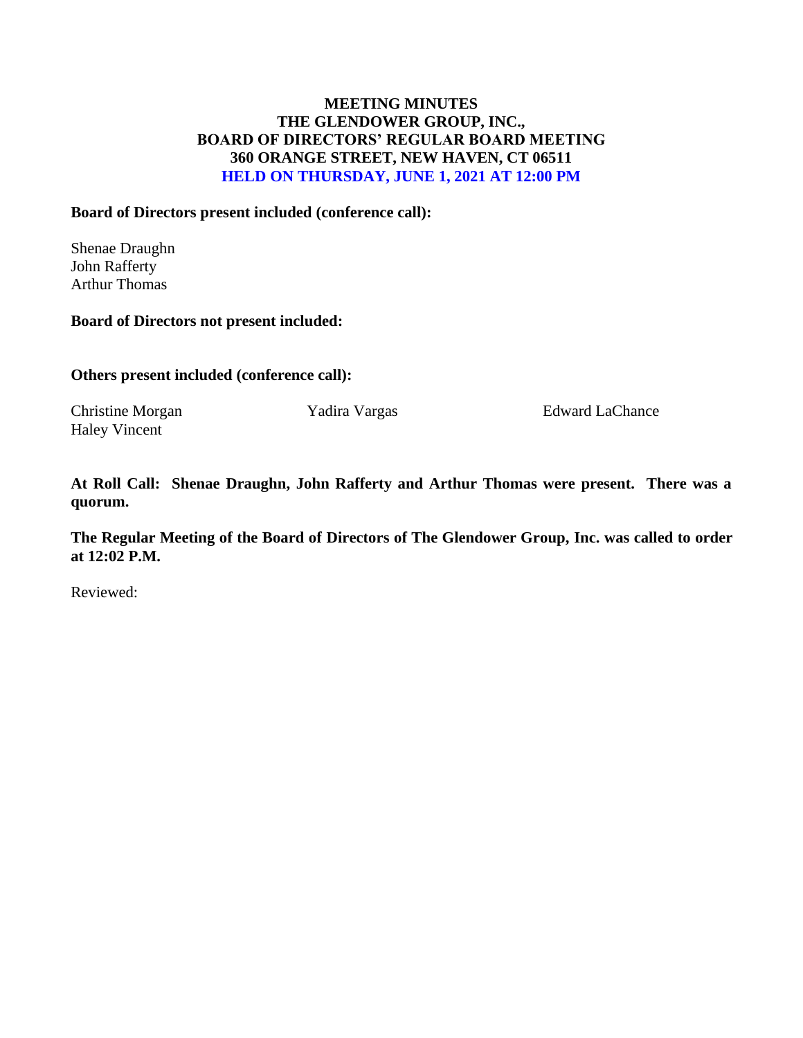**MEETING MINUTES**
**THE GLENDOWER GROUP, INC.,**
**BOARD OF DIRECTORS' REGULAR BOARD MEETING**
**360 ORANGE STREET, NEW HAVEN, CT 06511**
**HELD ON THURSDAY, JUNE 1, 2021 AT 12:00 PM**

**Board of Directors present included (conference call):**

Shenae Draughn
John Rafferty
Arthur Thomas

**Board of Directors not present included:**

**Others present included (conference call):**

Christine Morgan
Yadira Vargas
Edward LaChance
Haley Vincent

**At Roll Call: Shenae Draughn, John Rafferty and Arthur Thomas were present. There was a quorum.**

**The Regular Meeting of the Board of Directors of The Glendower Group, Inc. was called to order at 12:02 P.M.**

Reviewed: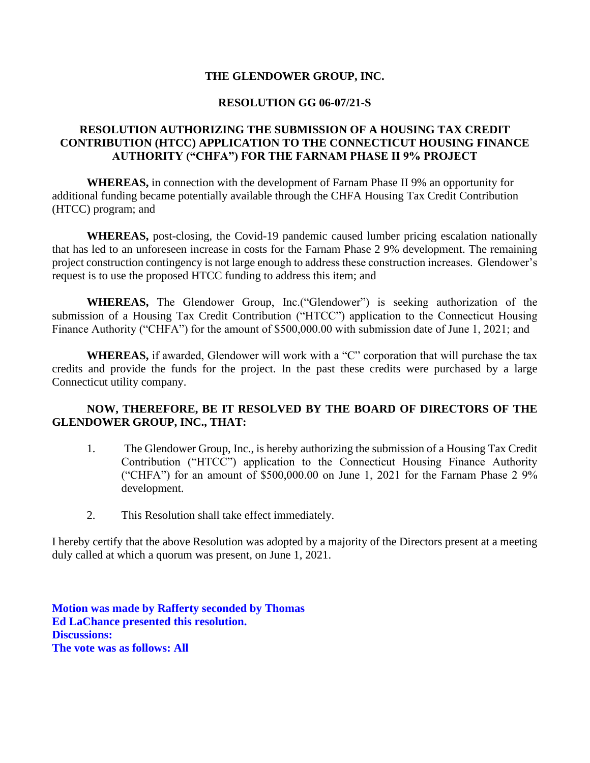**THE GLENDOWER GROUP, INC.**

**RESOLUTION GG 06-07/21-S**

**RESOLUTION AUTHORIZING THE SUBMISSION OF A HOUSING TAX CREDIT CONTRIBUTION (HTCC) APPLICATION TO THE CONNECTICUT HOUSING FINANCE AUTHORITY ("CHFA") FOR THE FARNAM PHASE II 9% PROJECT**

**WHEREAS,** in connection with the development of Farnam Phase II 9% an opportunity for additional funding became potentially available through the CHFA Housing Tax Credit Contribution (HTCC) program; and

**WHEREAS,** post-closing, the Covid-19 pandemic caused lumber pricing escalation nationally that has led to an unforeseen increase in costs for the Farnam Phase 2 9% development. The remaining project construction contingency is not large enough to address these construction increases. Glendower's request is to use the proposed HTCC funding to address this item; and

**WHEREAS,** The Glendower Group, Inc.("Glendower") is seeking authorization of the submission of a Housing Tax Credit Contribution ("HTCC") application to the Connecticut Housing Finance Authority ("CHFA") for the amount of $500,000.00 with submission date of June 1, 2021; and

**WHEREAS,** if awarded, Glendower will work with a "C" corporation that will purchase the tax credits and provide the funds for the project. In the past these credits were purchased by a large Connecticut utility company.

**NOW, THEREFORE, BE IT RESOLVED BY THE BOARD OF DIRECTORS OF THE GLENDOWER GROUP, INC., THAT:**

1. The Glendower Group, Inc., is hereby authorizing the submission of a Housing Tax Credit Contribution ("HTCC") application to the Connecticut Housing Finance Authority ("CHFA") for an amount of $500,000.00 on June 1, 2021 for the Farnam Phase 2 9% development.

2. This Resolution shall take effect immediately.

I hereby certify that the above Resolution was adopted by a majority of the Directors present at a meeting duly called at which a quorum was present, on June 1, 2021.

**Motion was made by Rafferty seconded by Thomas**
**Ed LaChance presented this resolution.**
**Discussions:**
**The vote was as follows: All**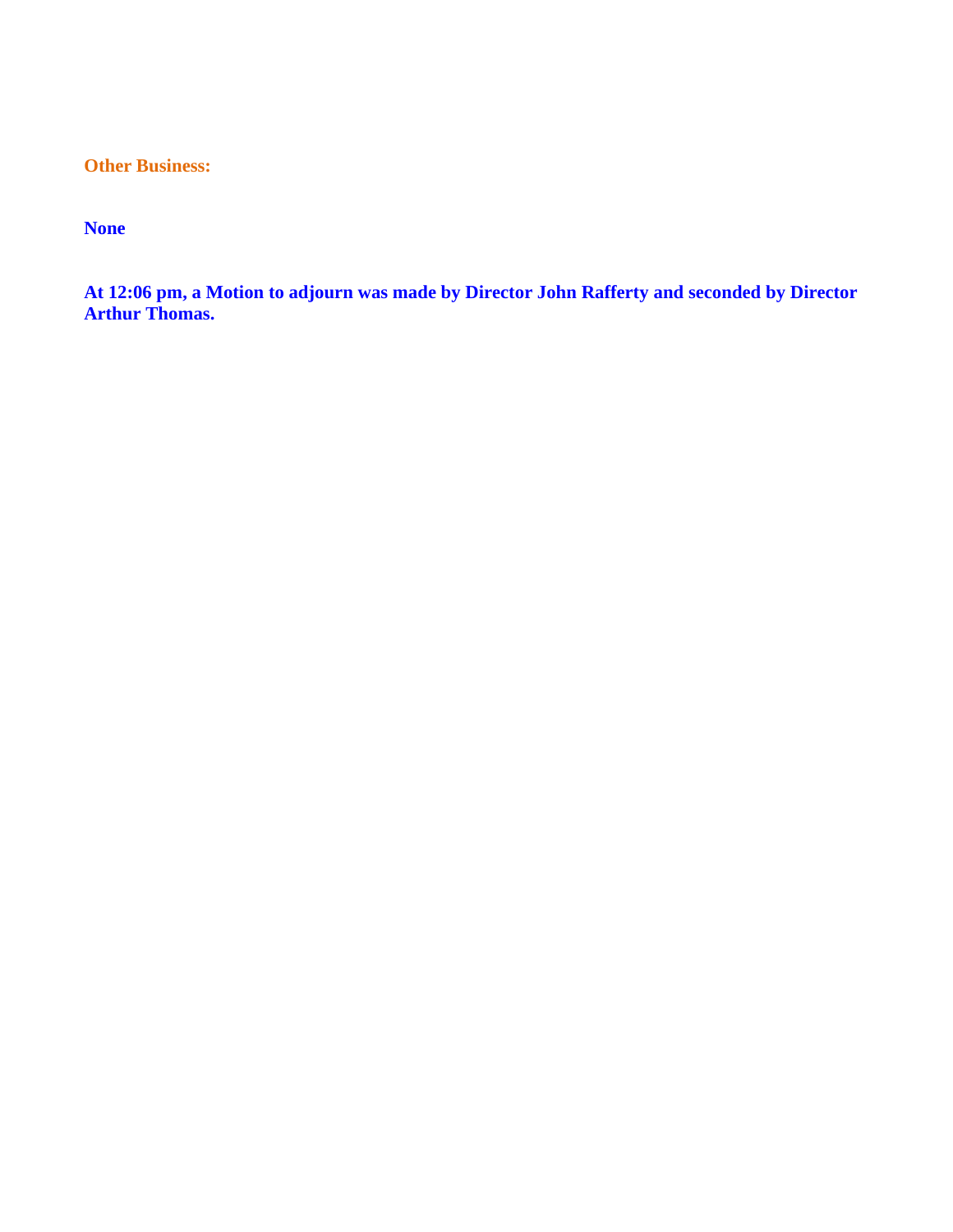**Other Business:**

**None**

**At 12:06 pm, a Motion to adjourn was made by Director John Rafferty and seconded by Director Arthur Thomas.**